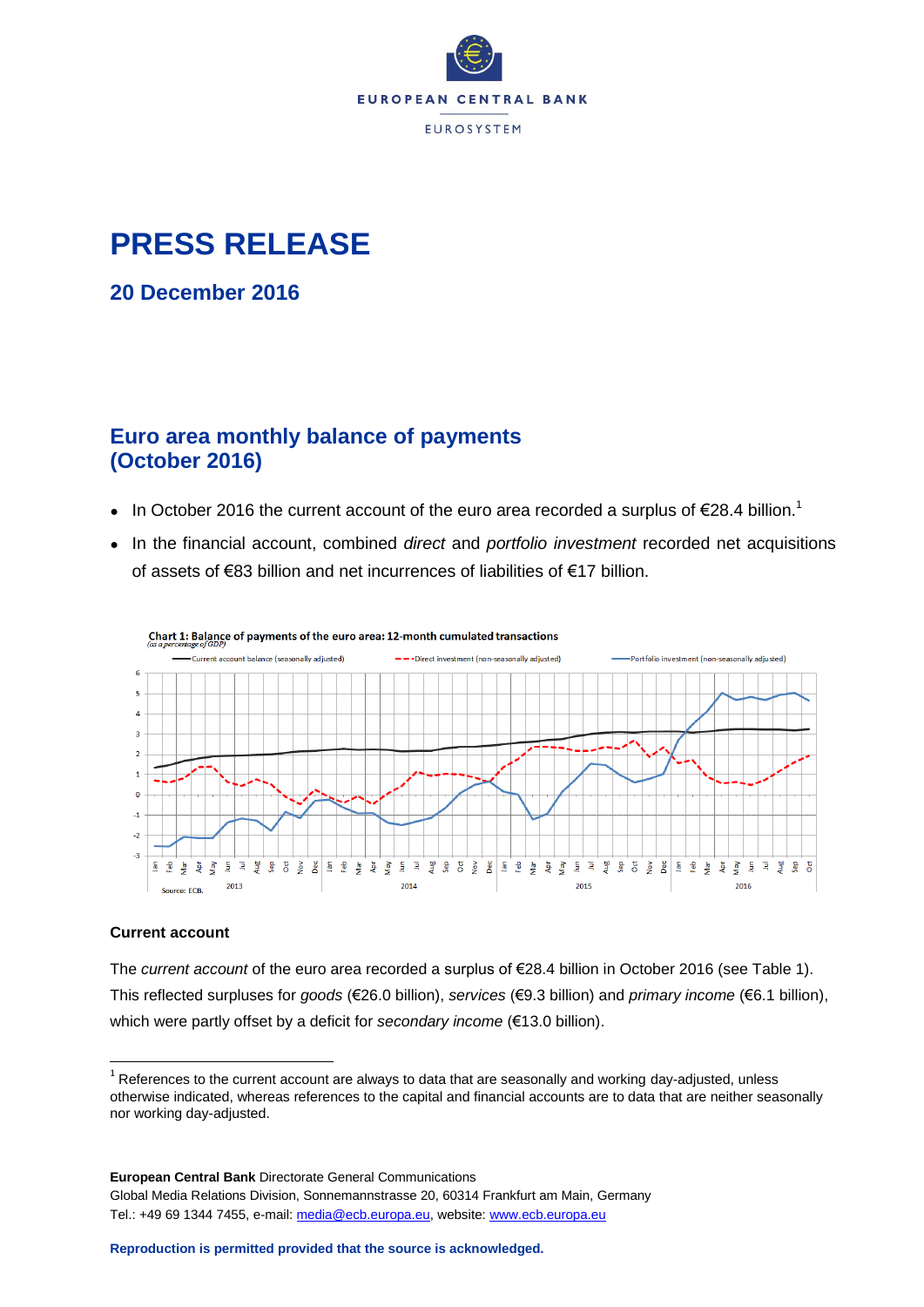EUROPEAN CENTRAL BANK

EUROSYSTEM

# PRESS RELEASE

## 20 December 2016

## Euro area monthly balance of payments (October 2016)

- In October 2016 the current account of the euro area recorded a surplus of €28.4 billion.[1]
- In the financial account, combined *direct* and *portfolio investment* recorded net acquisitions of assets of €83 billion and net incurrences of liabilities of €17 billion.

Chart 1: Balance of payments of the euro area: 12-month cumulated transactions
(as a percentage of GDP)

Source: ECB.

### Current account

The *current account* of the euro area recorded a surplus of €28.4 billion in October 2016 (see Table 1). This reflected surpluses for *goods* (€26.0 billion), *services* (€9.3 billion) and *primary income* (€6.1 billion), which were partly offset by a deficit for *secondary income* (€13.0 billion).

[1] References to the current account are always to data that are seasonally and working day-adjusted, unless otherwise indicated, whereas references to the capital and financial accounts are to data that are neither seasonally nor working day-adjusted.

**European Central Bank** Directorate General Communications
Global Media Relations Division, Sonnemannstrasse 20, 60314 Frankfurt am Main, Germany
Tel.: +49 69 1344 7455, e-mail: media@ecb.europa.eu, website: www.ecb.europa.eu

**Reproduction is permitted provided that the source is acknowledged.**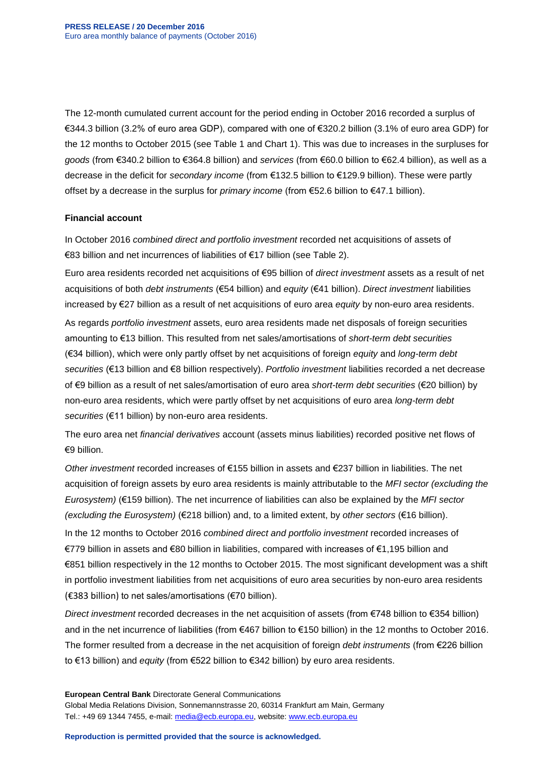The 12-month cumulated current account for the period ending in October 2016 recorded a surplus of €344.3 billion (3.2% of euro area GDP), compared with one of €320.2 billion (3.1% of euro area GDP) for the 12 months to October 2015 (see Table 1 and Chart 1). This was due to increases in the surpluses for *goods* (from €340.2 billion to €364.8 billion) and *services* (from €60.0 billion to €62.4 billion), as well as a decrease in the deficit for *secondary income* (from €132.5 billion to €129.9 billion). These were partly offset by a decrease in the surplus for *primary income* (from €52.6 billion to €47.1 billion).

**Financial account**

In October 2016 *combined direct and portfolio investment* recorded net acquisitions of assets of €83 billion and net incurrences of liabilities of €17 billion (see Table 2).

Euro area residents recorded net acquisitions of €95 billion of *direct investment* assets as a result of net acquisitions of both *debt instruments* (€54 billion) and *equity* (€41 billion). *Direct investment* liabilities increased by €27 billion as a result of net acquisitions of euro area *equity* by non-euro area residents.

As regards *portfolio investment* assets, euro area residents made net disposals of foreign securities amounting to €13 billion. This resulted from net sales/amortisations of *short-term debt securities* (€34 billion), which were only partly offset by net acquisitions of foreign *equity* and *long-term debt securities* (€13 billion and €8 billion respectively). *Portfolio investment* liabilities recorded a net decrease of €9 billion as a result of net sales/amortisation of euro area *short-term debt securities* (€20 billion) by non-euro area residents, which were partly offset by net acquisitions of euro area *long-term debt securities* (€11 billion) by non-euro area residents.

The euro area net *financial derivatives* account (assets minus liabilities) recorded positive net flows of €9 billion.

*Other investment* recorded increases of €155 billion in assets and €237 billion in liabilities. The net acquisition of foreign assets by euro area residents is mainly attributable to the *MFI sector (excluding the Eurosystem)* (€159 billion). The net incurrence of liabilities can also be explained by the *MFI sector (excluding the Eurosystem)* (€218 billion) and, to a limited extent, by *other sectors* (€16 billion).

In the 12 months to October 2016 *combined direct and portfolio investment* recorded increases of €779 billion in assets and €80 billion in liabilities, compared with increases of €1,195 billion and €851 billion respectively in the 12 months to October 2015. The most significant development was a shift in portfolio investment liabilities from net acquisitions of euro area securities by non-euro area residents (€383 billion) to net sales/amortisations (€70 billion).

*Direct investment* recorded decreases in the net acquisition of assets (from €748 billion to €354 billion) and in the net incurrence of liabilities (from €467 billion to €150 billion) in the 12 months to October 2016. The former resulted from a decrease in the net acquisition of foreign *debt instruments* (from €226 billion to €13 billion) and *equity* (from €522 billion to €342 billion) by euro area residents.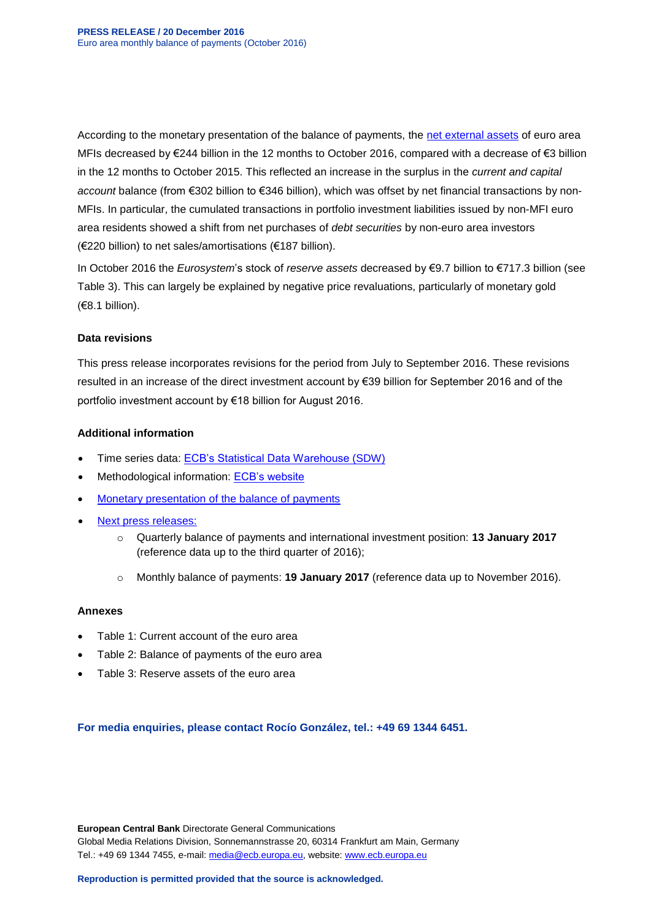According to the monetary presentation of the balance of payments, the net external assets of euro area MFIs decreased by €244 billion in the 12 months to October 2016, compared with a decrease of €3 billion in the 12 months to October 2015. This reflected an increase in the surplus in the *current and capital account* balance (from €302 billion to €346 billion), which was offset by net financial transactions by non-MFIs. In particular, the cumulated transactions in portfolio investment liabilities issued by non-MFI euro area residents showed a shift from net purchases of *debt securities* by non-euro area investors (€220 billion) to net sales/amortisations (€187 billion).

In October 2016 the *Eurosystem*'s stock of *reserve assets* decreased by €9.7 billion to €717.3 billion (see Table 3). This can largely be explained by negative price revaluations, particularly of monetary gold (€8.1 billion).

**Data revisions**

This press release incorporates revisions for the period from July to September 2016. These revisions resulted in an increase of the direct investment account by €39 billion for September 2016 and of the portfolio investment account by €18 billion for August 2016.

**Additional information**

- Time series data: ECB's Statistical Data Warehouse (SDW)
- Methodological information: ECB's website
- Monetary presentation of the balance of payments
- Next press releases:
  - Quarterly balance of payments and international investment position: **13 January 2017** (reference data up to the third quarter of 2016);
  - Monthly balance of payments: **19 January 2017** (reference data up to November 2016).

**Annexes**

- Table 1: Current account of the euro area
- Table 2: Balance of payments of the euro area
- Table 3: Reserve assets of the euro area

**For media enquiries, please contact Rocío González, tel.: +49 69 1344 6451.**

**European Central Bank** Directorate General Communications
Global Media Relations Division, Sonnemannstrasse 20, 60314 Frankfurt am Main, Germany
Tel.: +49 69 1344 7455, e-mail: media@ecb.europa.eu, website: www.ecb.europa.eu

**Reproduction is permitted provided that the source is acknowledged.**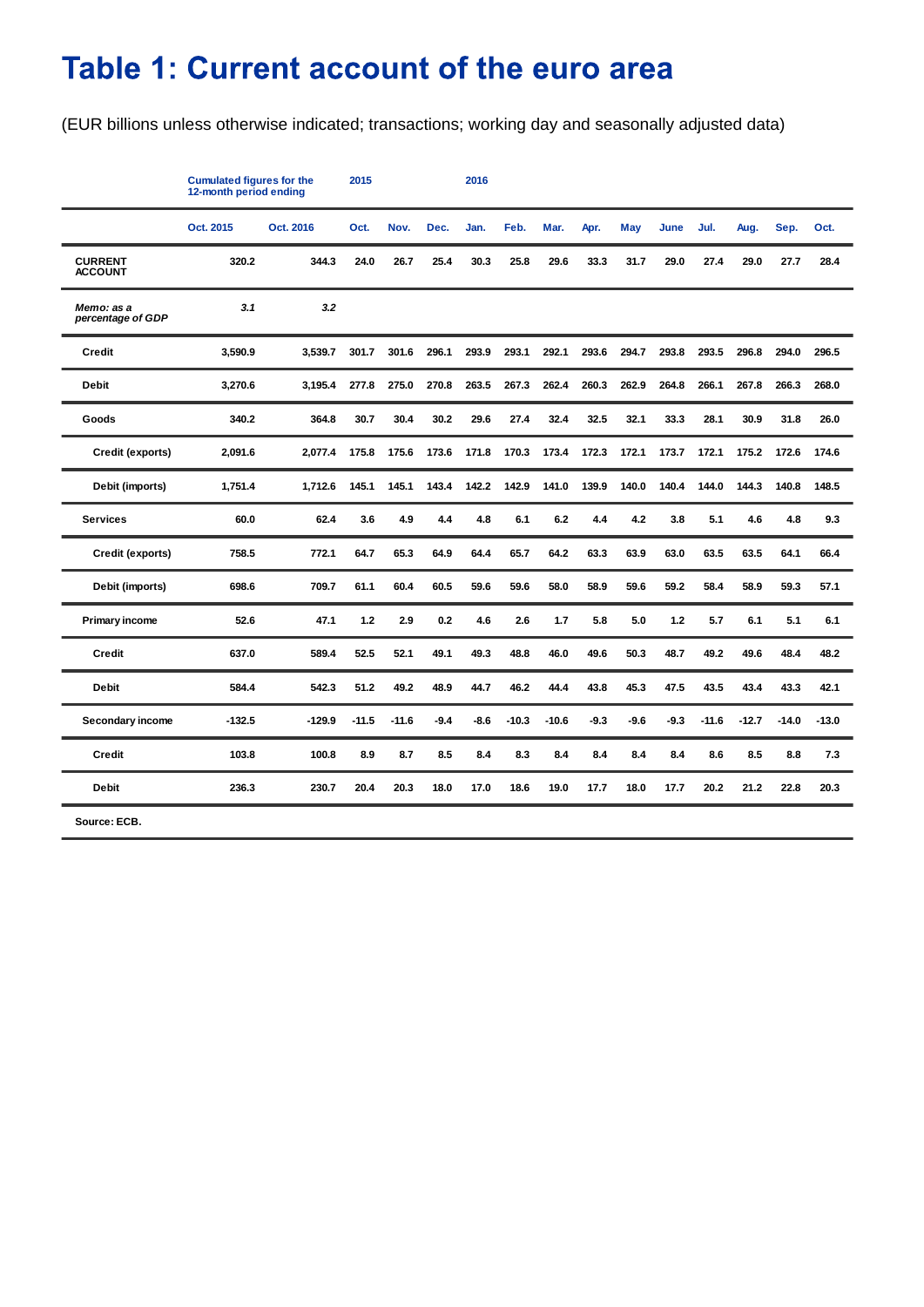# Table 1: Current account of the euro area

(EUR billions unless otherwise indicated; transactions; working day and seasonally adjusted data)

| | Cumulated figures for the 12-month period ending | | 2015 | | | 2016 | | | | | | | | | |
|---|---|---|---|---|---|---|---|---|---|---|---|---|---|---|---|
| | Oct. 2015 | Oct. 2016 | Oct. | Nov. | Dec. | Jan. | Feb. | Mar. | Apr. | May | June | Jul. | Aug. | Sep. | Oct. |
| **CURRENT ACCOUNT** | 320.2 | 344.3 | 24.0 | 26.7 | 25.4 | 30.3 | 25.8 | 29.6 | 33.3 | 31.7 | 29.0 | 27.4 | 29.0 | 27.7 | 28.4 |
| *Memo: as a percentage of GDP* | *3.1* | *3.2* | | | | | | | | | | | | | |
| Credit | 3,590.9 | 3,539.7 | 301.7 | 301.6 | 296.1 | 293.9 | 293.1 | 292.1 | 293.6 | 294.7 | 293.8 | 293.5 | 296.8 | 294.0 | 296.5 |
| Debit | 3,270.6 | 3,195.4 | 277.8 | 275.0 | 270.8 | 263.5 | 267.3 | 262.4 | 260.3 | 262.9 | 264.8 | 266.1 | 267.8 | 266.3 | 268.0 |
| Goods | 340.2 | 364.8 | 30.7 | 30.4 | 30.2 | 29.6 | 27.4 | 32.4 | 32.5 | 32.1 | 33.3 | 28.1 | 30.9 | 31.8 | 26.0 |
| Credit (exports) | 2,091.6 | 2,077.4 | 175.8 | 175.6 | 173.6 | 171.8 | 170.3 | 173.4 | 172.3 | 172.1 | 173.7 | 172.1 | 175.2 | 172.6 | 174.6 |
| Debit (imports) | 1,751.4 | 1,712.6 | 145.1 | 145.1 | 143.4 | 142.2 | 142.9 | 141.0 | 139.9 | 140.0 | 140.4 | 144.0 | 144.3 | 140.8 | 148.5 |
| Services | 60.0 | 62.4 | 3.6 | 4.9 | 4.4 | 4.8 | 6.1 | 6.2 | 4.4 | 4.2 | 3.8 | 5.1 | 4.6 | 4.8 | 9.3 |
| Credit (exports) | 758.5 | 772.1 | 64.7 | 65.3 | 64.9 | 64.4 | 65.7 | 64.2 | 63.3 | 63.9 | 63.0 | 63.5 | 63.5 | 64.1 | 66.4 |
| Debit (imports) | 698.6 | 709.7 | 61.1 | 60.4 | 60.5 | 59.6 | 59.6 | 58.0 | 58.9 | 59.6 | 59.2 | 58.4 | 58.9 | 59.3 | 57.1 |
| Primary income | 52.6 | 47.1 | 1.2 | 2.9 | 0.2 | 4.6 | 2.6 | 1.7 | 5.8 | 5.0 | 1.2 | 5.7 | 6.1 | 5.1 | 6.1 |
| Credit | 637.0 | 589.4 | 52.5 | 52.1 | 49.1 | 49.3 | 48.8 | 46.0 | 49.6 | 50.3 | 48.7 | 49.2 | 49.6 | 48.4 | 48.2 |
| Debit | 584.4 | 542.3 | 51.2 | 49.2 | 48.9 | 44.7 | 46.2 | 44.4 | 43.8 | 45.3 | 47.5 | 43.5 | 43.4 | 43.3 | 42.1 |
| Secondary income | -132.5 | -129.9 | -11.5 | -11.6 | -9.4 | -8.6 | -10.3 | -10.6 | -9.3 | -9.6 | -9.3 | -11.6 | -12.7 | -14.0 | -13.0 |
| Credit | 103.8 | 100.8 | 8.9 | 8.7 | 8.5 | 8.4 | 8.3 | 8.4 | 8.4 | 8.4 | 8.4 | 8.6 | 8.5 | 8.8 | 7.3 |
| Debit | 236.3 | 230.7 | 20.4 | 20.3 | 18.0 | 17.0 | 18.6 | 19.0 | 17.7 | 18.0 | 17.7 | 20.2 | 21.2 | 22.8 | 20.3 |

Source: ECB.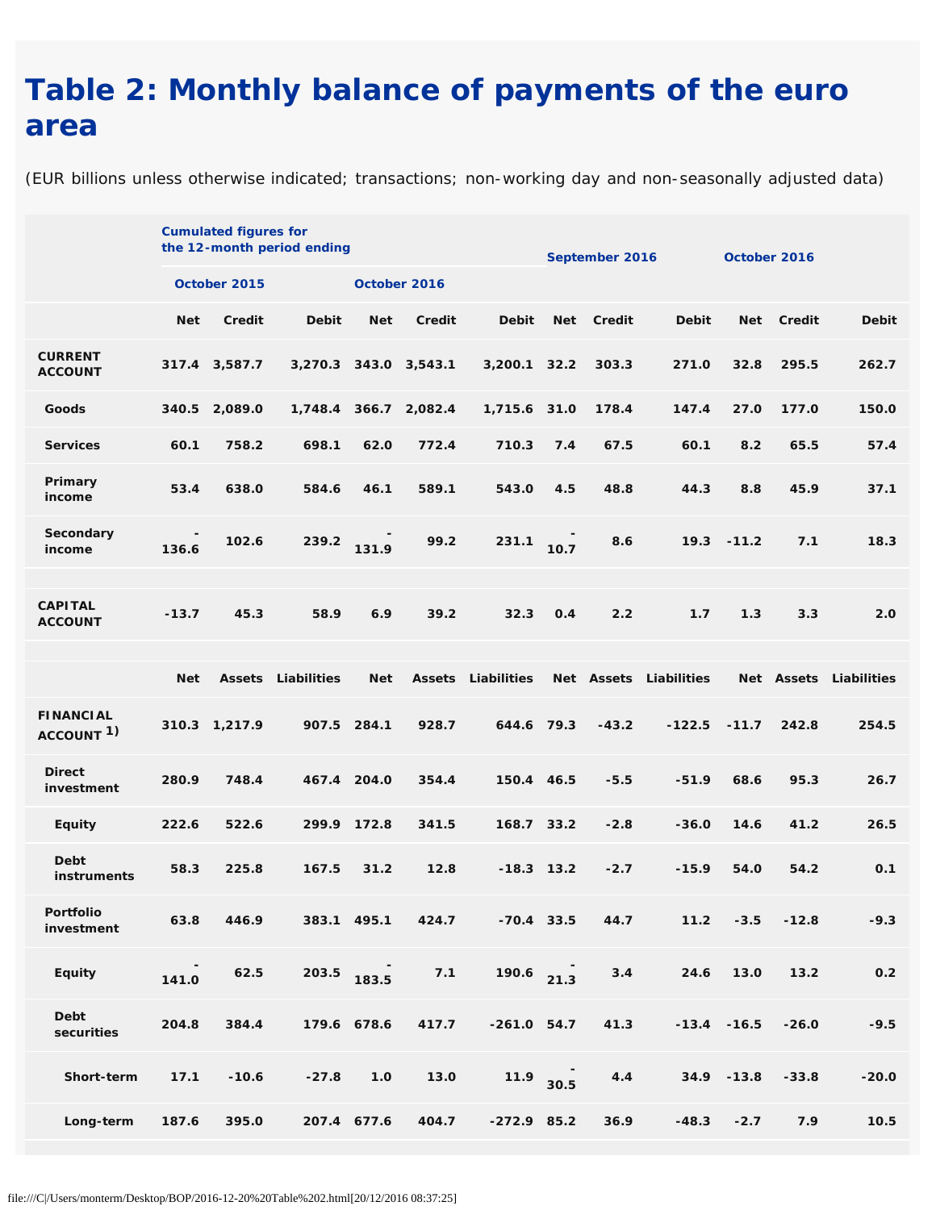# Table 2: Monthly balance of payments of the euro area

(EUR billions unless otherwise indicated; transactions; non-working day and non-seasonally adjusted data)

| | Cumulated figures for the 12-month period ending | | | | | | September 2016 | | | October 2016 | | |
|---|---|---|---|---|---|---|---|---|---|---|---|---|
| | October 2015 | | | October 2016 | | | | | | | | |
| | Net | Credit | Debit | Net | Credit | Debit | Net | Credit | Debit | Net | Credit | Debit |
| **CURRENT ACCOUNT** | 317.4 | 3,587.7 | 3,270.3 | 343.0 | 3,543.1 | 3,200.1 | 32.2 | 303.3 | 271.0 | 32.8 | 295.5 | 262.7 |
| Goods | 340.5 | 2,089.0 | 1,748.4 | 366.7 | 2,082.4 | 1,715.6 | 31.0 | 178.4 | 147.4 | 27.0 | 177.0 | 150.0 |
| Services | 60.1 | 758.2 | 698.1 | 62.0 | 772.4 | 710.3 | 7.4 | 67.5 | 60.1 | 8.2 | 65.5 | 57.4 |
| Primary income | 53.4 | 638.0 | 584.6 | 46.1 | 589.1 | 543.0 | 4.5 | 48.8 | 44.3 | 8.8 | 45.9 | 37.1 |
| Secondary income | -136.6 | 102.6 | 239.2 | -131.9 | 99.2 | 231.1 | -10.7 | 8.6 | 19.3 | -11.2 | 7.1 | 18.3 |
| | | | | | | | | | | | | |
| **CAPITAL ACCOUNT** | -13.7 | 45.3 | 58.9 | 6.9 | 39.2 | 32.3 | 0.4 | 2.2 | 1.7 | 1.3 | 3.3 | 2.0 |
| | | | | | | | | | | | | |
| | Net | Assets | Liabilities | Net | Assets | Liabilities | Net | Assets | Liabilities | Net | Assets | Liabilities |
| **FINANCIAL ACCOUNT** [1)] | 310.3 | 1,217.9 | 907.5 | 284.1 | 928.7 | 644.6 | 79.3 | -43.2 | -122.5 | -11.7 | 242.8 | 254.5 |
| Direct investment | 280.9 | 748.4 | 467.4 | 204.0 | 354.4 | 150.4 | 46.5 | -5.5 | -51.9 | 68.6 | 95.3 | 26.7 |
| Equity | 222.6 | 522.6 | 299.9 | 172.8 | 341.5 | 168.7 | 33.2 | -2.8 | -36.0 | 14.6 | 41.2 | 26.5 |
| Debt instruments | 58.3 | 225.8 | 167.5 | 31.2 | 12.8 | -18.3 | 13.2 | -2.7 | -15.9 | 54.0 | 54.2 | 0.1 |
| Portfolio investment | 63.8 | 446.9 | 383.1 | 495.1 | 424.7 | -70.4 | 33.5 | 44.7 | 11.2 | -3.5 | -12.8 | -9.3 |
| Equity | -141.0 | 62.5 | 203.5 | -183.5 | 7.1 | 190.6 | -21.3 | 3.4 | 24.6 | 13.0 | 13.2 | 0.2 |
| Debt securities | 204.8 | 384.4 | 179.6 | 678.6 | 417.7 | -261.0 | 54.7 | 41.3 | -13.4 | -16.5 | -26.0 | -9.5 |
| Short-term | 17.1 | -10.6 | -27.8 | 1.0 | 13.0 | 11.9 | -30.5 | 4.4 | 34.9 | -13.8 | -33.8 | -20.0 |
| Long-term | 187.6 | 395.0 | 207.4 | 677.6 | 404.7 | -272.9 | 85.2 | 36.9 | -48.3 | -2.7 | 7.9 | 10.5 |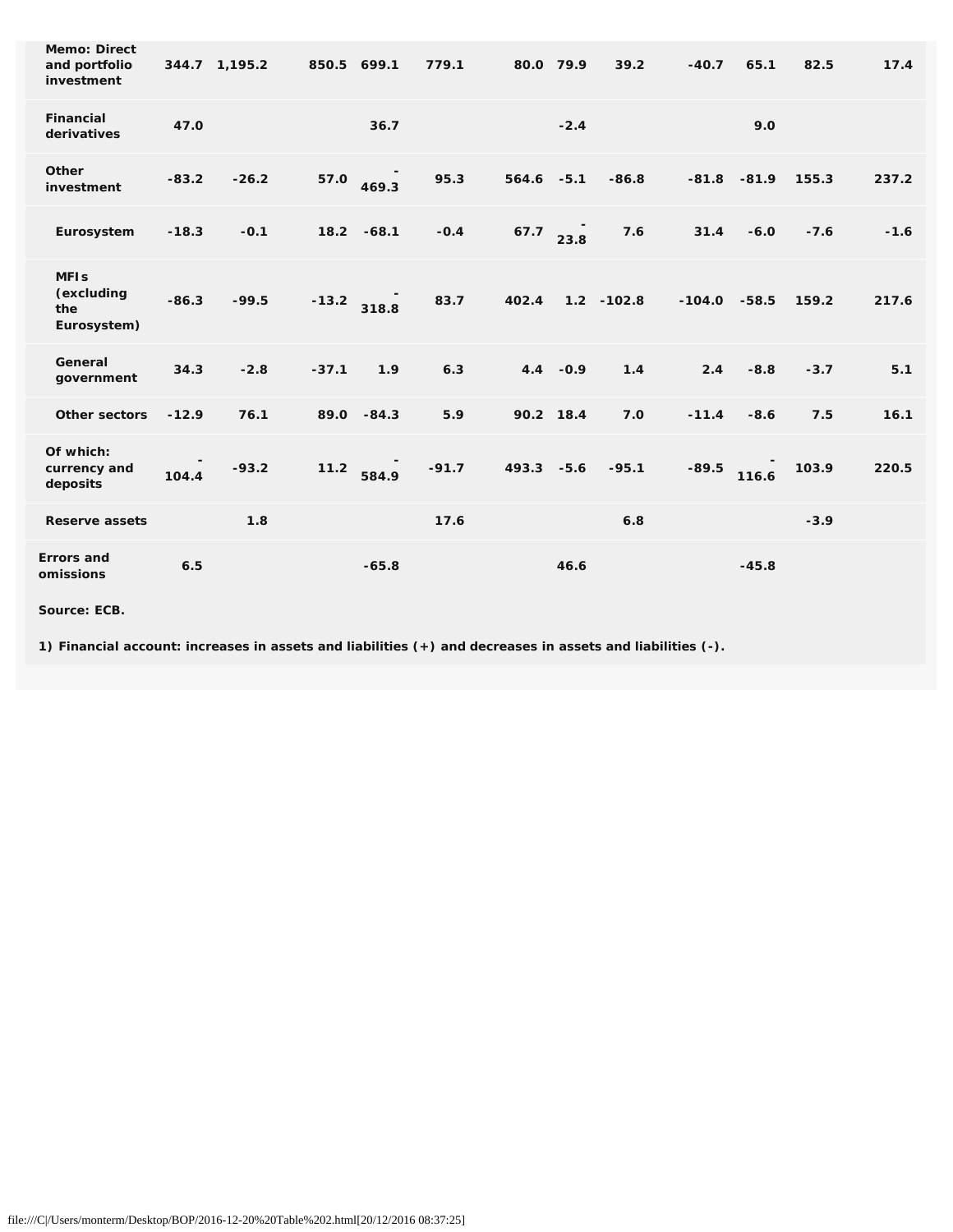| | | | | | | | | | | | | |
|---|---|---|---|---|---|---|---|---|---|---|---|---|
| **Memo: Direct and portfolio investment** | 344.7 | 1,195.2 | 850.5 | 699.1 | 779.1 | 80.0 | 79.9 | 39.2 | -40.7 | 65.1 | 82.5 | 17.4 |
| **Financial derivatives** | 47.0 | | | 36.7 | | | -2.4 | | | 9.0 | | |
| **Other investment** | -83.2 | -26.2 | 57.0 | -469.3 | 95.3 | 564.6 | -5.1 | -86.8 | -81.8 | -81.9 | 155.3 | 237.2 |
| **Eurosystem** | -18.3 | -0.1 | 18.2 | -68.1 | -0.4 | 67.7 | -23.8 | 7.6 | 31.4 | -6.0 | -7.6 | -1.6 |
| **MFIs (excluding the Eurosystem)** | -86.3 | -99.5 | -13.2 | -318.8 | 83.7 | 402.4 | 1.2 | -102.8 | -104.0 | -58.5 | 159.2 | 217.6 |
| **General government** | 34.3 | -2.8 | -37.1 | 1.9 | 6.3 | 4.4 | -0.9 | 1.4 | 2.4 | -8.8 | -3.7 | 5.1 |
| **Other sectors** | -12.9 | 76.1 | 89.0 | -84.3 | 5.9 | 90.2 | 18.4 | 7.0 | -11.4 | -8.6 | 7.5 | 16.1 |
| **Of which: currency and deposits** | -104.4 | -93.2 | 11.2 | -584.9 | -91.7 | 493.3 | -5.6 | -95.1 | -89.5 | -116.6 | 103.9 | 220.5 |
| **Reserve assets** | | 1.8 | | | 17.6 | | | 6.8 | | | -3.9 | |
| **Errors and omissions** | 6.5 | | | -65.8 | | | 46.6 | | | -45.8 | | |

**Source: ECB.**

**1) Financial account: increases in assets and liabilities (+) and decreases in assets and liabilities (-).**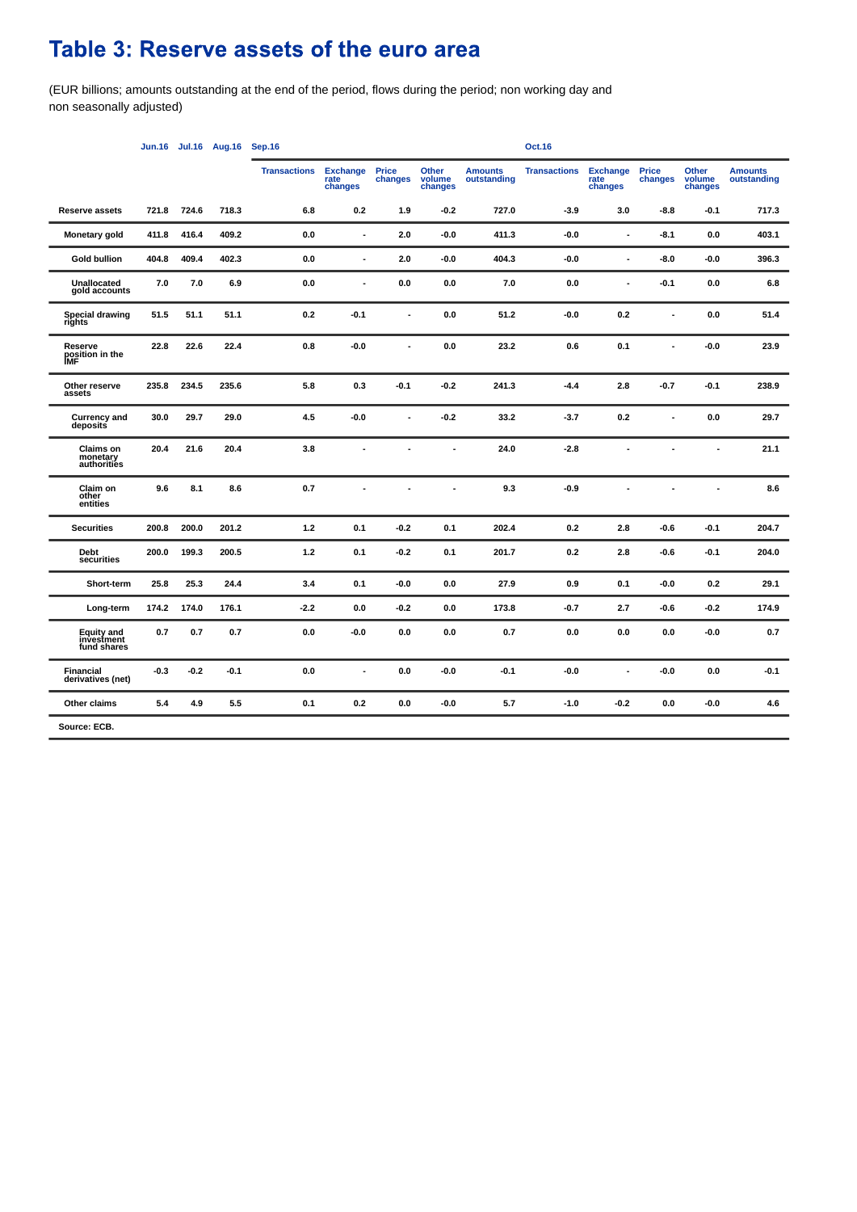# Table 3: Reserve assets of the euro area

(EUR billions; amounts outstanding at the end of the period, flows during the period; non working day and non seasonally adjusted)

| | Jun.16 | Jul.16 | Aug.16 | Sep.16 | | | | | Oct.16 | | | | |
|---|---|---|---|---|---|---|---|---|---|---|---|---|---|
| | | | | Transactions | Exchange rate changes | Price changes | Other volume changes | Amounts outstanding | Transactions | Exchange rate changes | Price changes | Other volume changes | Amounts outstanding |
| Reserve assets | 721.8 | 724.6 | 718.3 | 6.8 | 0.2 | 1.9 | -0.2 | 727.0 | -3.9 | 3.0 | -8.8 | -0.1 | 717.3 |
| Monetary gold | 411.8 | 416.4 | 409.2 | 0.0 | - | 2.0 | -0.0 | 411.3 | -0.0 | - | -8.1 | 0.0 | 403.1 |
| Gold bullion | 404.8 | 409.4 | 402.3 | 0.0 | - | 2.0 | -0.0 | 404.3 | -0.0 | - | -8.0 | -0.0 | 396.3 |
| Unallocated gold accounts | 7.0 | 7.0 | 6.9 | 0.0 | - | 0.0 | 0.0 | 7.0 | 0.0 | - | -0.1 | 0.0 | 6.8 |
| Special drawing rights | 51.5 | 51.1 | 51.1 | 0.2 | -0.1 | - | 0.0 | 51.2 | -0.0 | 0.2 | - | 0.0 | 51.4 |
| Reserve position in the IMF | 22.8 | 22.6 | 22.4 | 0.8 | -0.0 | - | 0.0 | 23.2 | 0.6 | 0.1 | - | -0.0 | 23.9 |
| Other reserve assets | 235.8 | 234.5 | 235.6 | 5.8 | 0.3 | -0.1 | -0.2 | 241.3 | -4.4 | 2.8 | -0.7 | -0.1 | 238.9 |
| Currency and deposits | 30.0 | 29.7 | 29.0 | 4.5 | -0.0 | - | -0.2 | 33.2 | -3.7 | 0.2 | - | 0.0 | 29.7 |
| Claims on monetary authorities | 20.4 | 21.6 | 20.4 | 3.8 | - | - | - | 24.0 | -2.8 | - | - | - | 21.1 |
| Claim on other entities | 9.6 | 8.1 | 8.6 | 0.7 | - | - | - | 9.3 | -0.9 | - | - | - | 8.6 |
| Securities | 200.8 | 200.0 | 201.2 | 1.2 | 0.1 | -0.2 | 0.1 | 202.4 | 0.2 | 2.8 | -0.6 | -0.1 | 204.7 |
| Debt securities | 200.0 | 199.3 | 200.5 | 1.2 | 0.1 | -0.2 | 0.1 | 201.7 | 0.2 | 2.8 | -0.6 | -0.1 | 204.0 |
| Short-term | 25.8 | 25.3 | 24.4 | 3.4 | 0.1 | -0.0 | 0.0 | 27.9 | 0.9 | 0.1 | -0.0 | 0.2 | 29.1 |
| Long-term | 174.2 | 174.0 | 176.1 | -2.2 | 0.0 | -0.2 | 0.0 | 173.8 | -0.7 | 2.7 | -0.6 | -0.2 | 174.9 |
| Equity and investment fund shares | 0.7 | 0.7 | 0.7 | 0.0 | -0.0 | 0.0 | 0.0 | 0.7 | 0.0 | 0.0 | 0.0 | -0.0 | 0.7 |
| Financial derivatives (net) | -0.3 | -0.2 | -0.1 | 0.0 | - | 0.0 | -0.0 | -0.1 | -0.0 | - | -0.0 | 0.0 | -0.1 |
| Other claims | 5.4 | 4.9 | 5.5 | 0.1 | 0.2 | 0.0 | -0.0 | 5.7 | -1.0 | -0.2 | 0.0 | -0.0 | 4.6 |

Source: ECB.